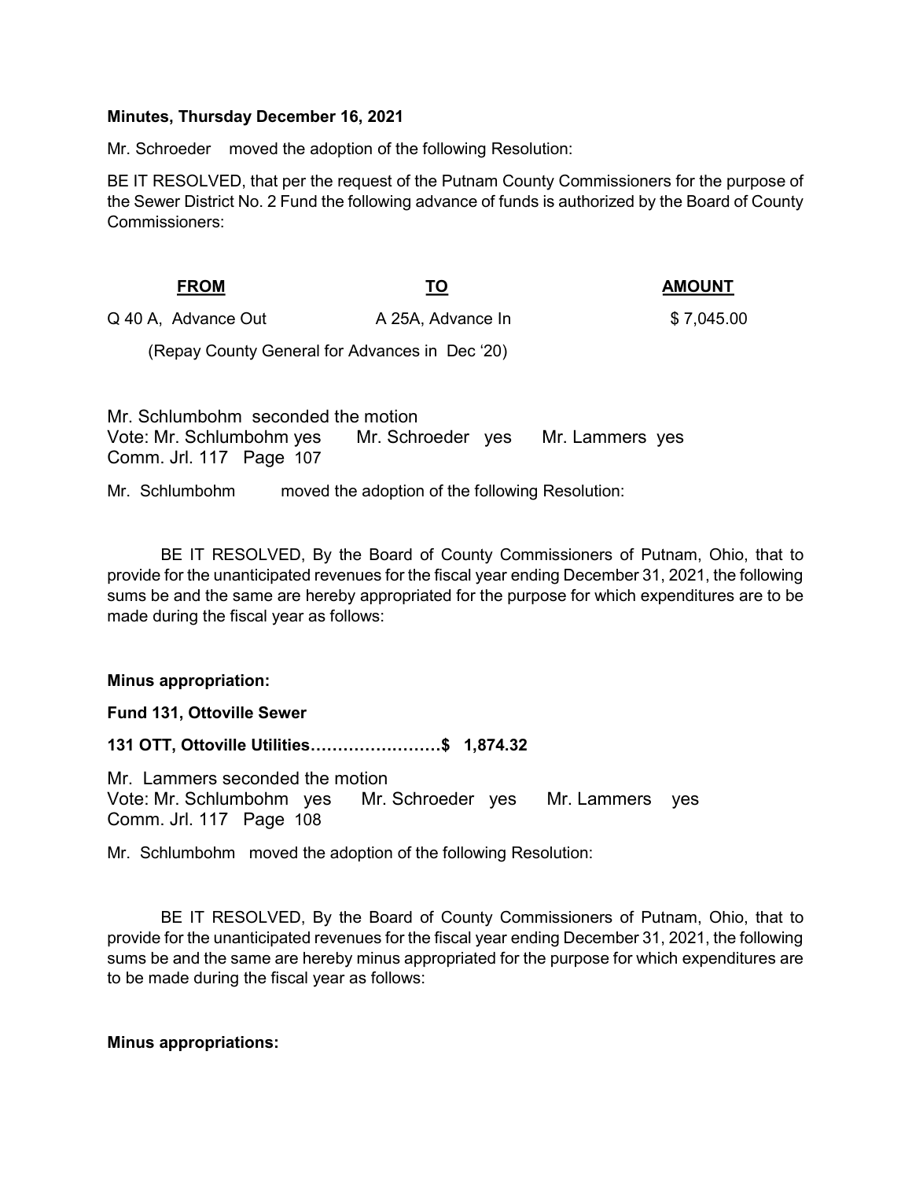**Minutes, Thursday December 16, 2021**

Mr. Schroeder moved the adoption of the following Resolution:

BE IT RESOLVED, that per the request of the Putnam County Commissioners for the purpose of the Sewer District No. 2 Fund the following advance of funds is authorized by the Board of County Commissioners:

| **FROM** | **TO** | **AMOUNT** |
|---|---|---|
| Q 40 A, Advance Out | A 25A, Advance In | $ 7,045.00 |

(Repay County General for Advances in Dec '20)

Mr. Schlumbohm seconded the motion
Vote: Mr. Schlumbohm yes Mr. Schroeder yes Mr. Lammers yes
Comm. Jrl. 117 Page 107

Mr. Schlumbohm moved the adoption of the following Resolution:

BE IT RESOLVED, By the Board of County Commissioners of Putnam, Ohio, that to provide for the unanticipated revenues for the fiscal year ending December 31, 2021, the following sums be and the same are hereby appropriated for the purpose for which expenditures are to be made during the fiscal year as follows:

**Minus appropriation:**

**Fund 131, Ottoville Sewer**

**131 OTT, Ottoville Utilities……………………$ 1,874.32**

Mr. Lammers seconded the motion
Vote: Mr. Schlumbohm yes Mr. Schroeder yes Mr. Lammers yes
Comm. Jrl. 117 Page 108

Mr. Schlumbohm moved the adoption of the following Resolution:

BE IT RESOLVED, By the Board of County Commissioners of Putnam, Ohio, that to provide for the unanticipated revenues for the fiscal year ending December 31, 2021, the following sums be and the same are hereby minus appropriated for the purpose for which expenditures are to be made during the fiscal year as follows:

**Minus appropriations:**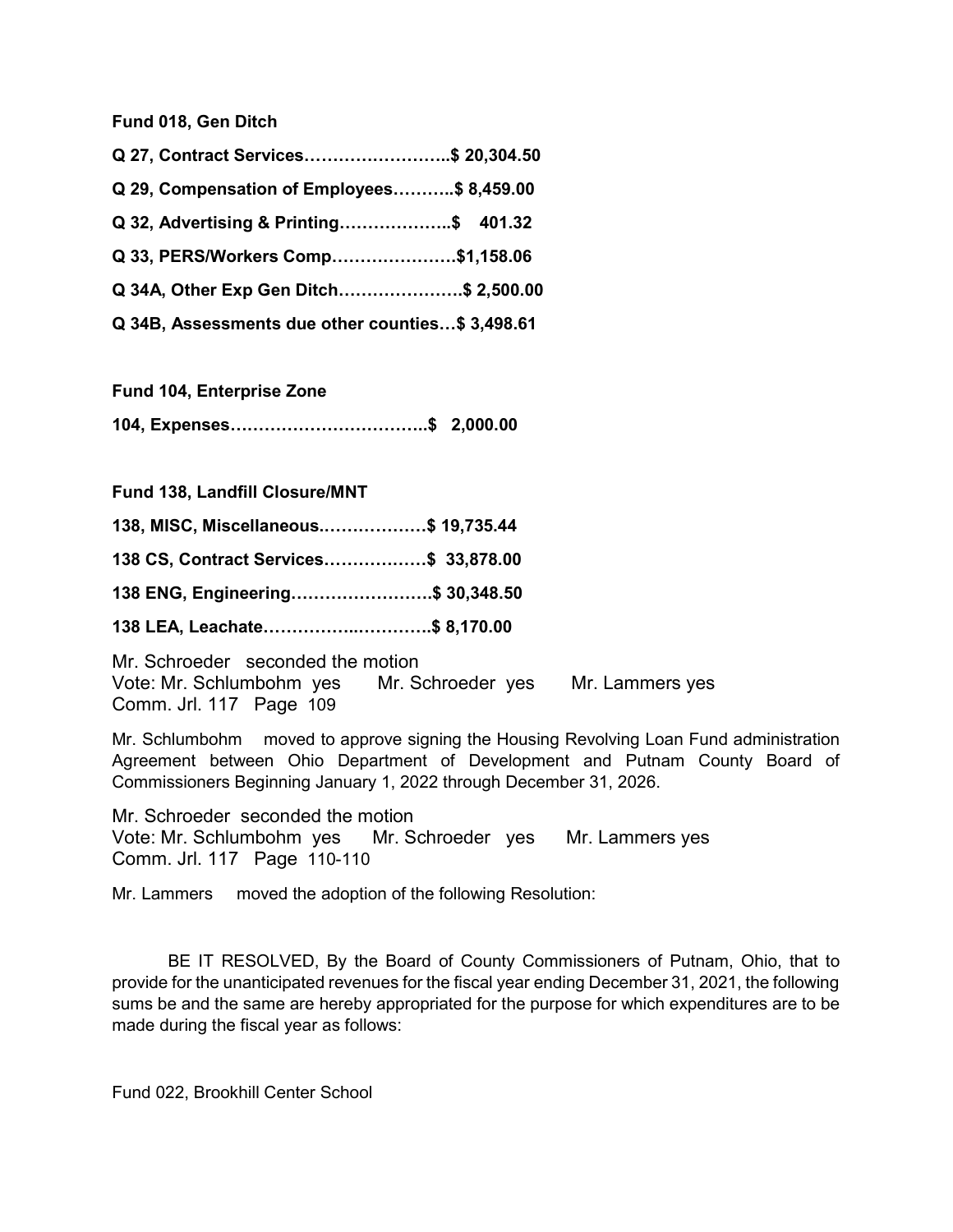**Fund 018, Gen Ditch**

**Q 27, Contract Services……….…………..$ 20,304.50**

**Q 29, Compensation of Employees………..$ 8,459.00**

**Q 32, Advertising & Printing………………..$ 401.32**

**Q 33, PERS/Workers Comp………………….$1,158.06**

**Q 34A, Other Exp Gen Ditch…………………$ 2,500.00**

**Q 34B, Assessments due other counties…$ 3,498.61**

**Fund 104, Enterprise Zone**

**104, Expenses……………………………..$ 2,000.00**

**Fund 138, Landfill Closure/MNT**

**138, MISC, Miscellaneous.………………$ 19,735.44**

**138 CS, Contract Services………………$ 33,878.00**

**138 ENG, Engineering…………………….$ 30,348.50**

**138 LEA, Leachate…………….………….$ 8,170.00**

Mr. Schroeder seconded the motion
Vote: Mr. Schlumbohm yes Mr. Schroeder yes Mr. Lammers yes
Comm. Jrl. 117 Page 109

Mr. Schlumbohm moved to approve signing the Housing Revolving Loan Fund administration Agreement between Ohio Department of Development and Putnam County Board of Commissioners Beginning January 1, 2022 through December 31, 2026.

Mr. Schroeder seconded the motion
Vote: Mr. Schlumbohm yes Mr. Schroeder yes Mr. Lammers yes
Comm. Jrl. 117 Page 110-110

Mr. Lammers moved the adoption of the following Resolution:

BE IT RESOLVED, By the Board of County Commissioners of Putnam, Ohio, that to provide for the unanticipated revenues for the fiscal year ending December 31, 2021, the following sums be and the same are hereby appropriated for the purpose for which expenditures are to be made during the fiscal year as follows:

Fund 022, Brookhill Center School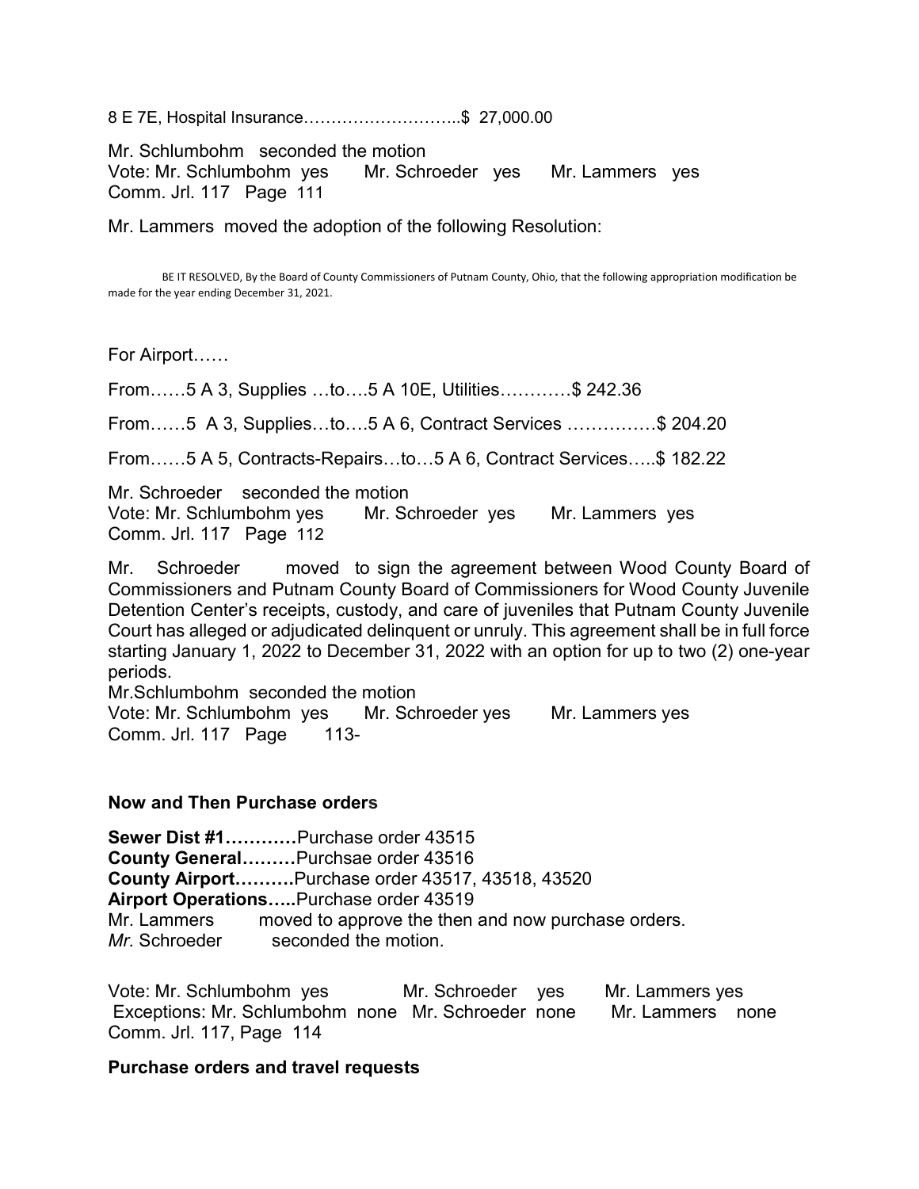8 E 7E, Hospital Insurance………………………..$ 27,000.00

Mr. Schlumbohm seconded the motion
Vote: Mr. Schlumbohm yes Mr. Schroeder yes Mr. Lammers yes
Comm. Jrl. 117 Page 111

Mr. Lammers moved the adoption of the following Resolution:

BE IT RESOLVED, By the Board of County Commissioners of Putnam County, Ohio, that the following appropriation modification be made for the year ending December 31, 2021.

For Airport……

From……5 A 3, Supplies …to….5 A 10E, Utilities…………$ 242.36

From……5 A 3, Supplies…to….5 A 6, Contract Services ……………$ 204.20

From……5 A 5, Contracts-Repairs…to…5 A 6, Contract Services…..$ 182.22

Mr. Schroeder seconded the motion
Vote: Mr. Schlumbohm yes Mr. Schroeder yes Mr. Lammers yes
Comm. Jrl. 117 Page 112

Mr. Schroeder moved to sign the agreement between Wood County Board of Commissioners and Putnam County Board of Commissioners for Wood County Juvenile Detention Center's receipts, custody, and care of juveniles that Putnam County Juvenile Court has alleged or adjudicated delinquent or unruly. This agreement shall be in full force starting January 1, 2022 to December 31, 2022 with an option for up to two (2) one-year periods.
Mr.Schlumbohm seconded the motion
Vote: Mr. Schlumbohm yes Mr. Schroeder yes Mr. Lammers yes
Comm. Jrl. 117 Page 113-

**Now and Then Purchase orders**

**Sewer Dist #1…………**Purchase order 43515
**County General………**Purchsae order 43516
**County Airport……….**Purchase order 43517, 43518, 43520
**Airport Operations…..**Purchase order 43519
Mr. Lammers moved to approve the then and now purchase orders.
*Mr*. Schroeder seconded the motion.

Vote: Mr. Schlumbohm yes Mr. Schroeder yes Mr. Lammers yes
Exceptions: Mr. Schlumbohm none Mr. Schroeder none Mr. Lammers none
Comm. Jrl. 117, Page 114

**Purchase orders and travel requests**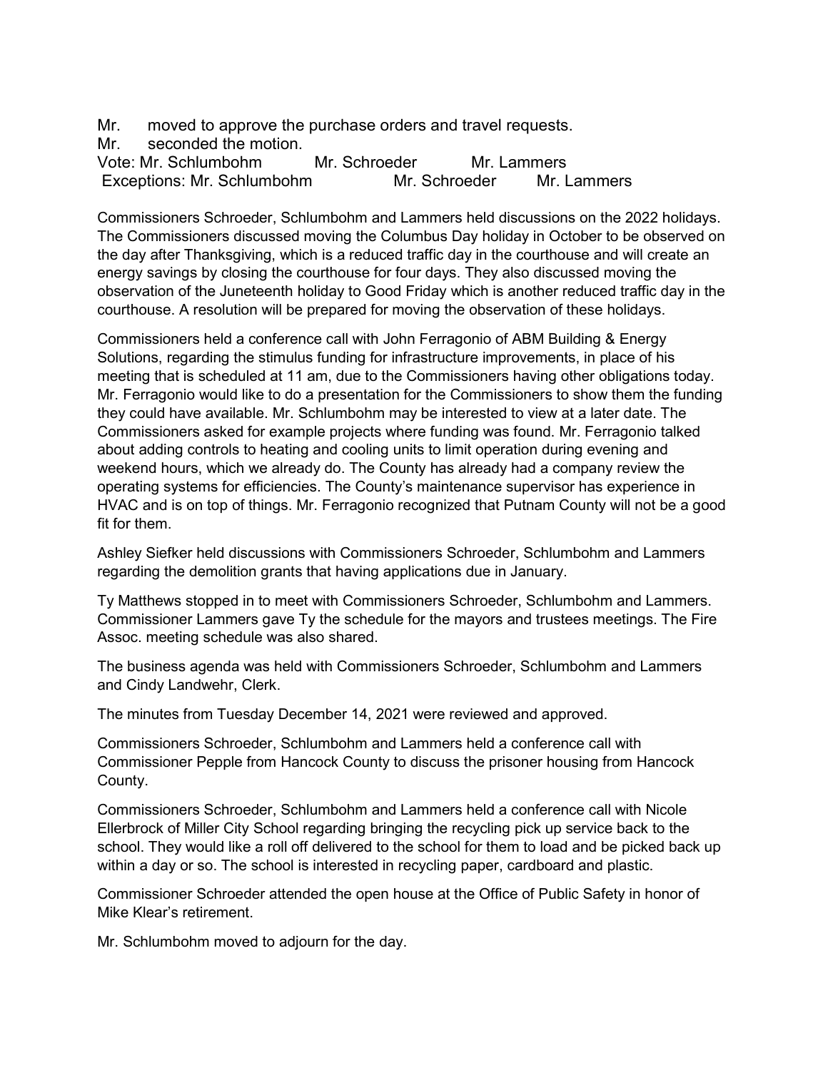Mr.  moved to approve the purchase orders and travel requests.

Mr.  seconded the motion.

Vote: Mr. Schlumbohm  Mr. Schroeder  Mr. Lammers

Exceptions: Mr. Schlumbohm  Mr. Schroeder  Mr. Lammers

Commissioners Schroeder, Schlumbohm and Lammers held discussions on the 2022 holidays. The Commissioners discussed moving the Columbus Day holiday in October to be observed on the day after Thanksgiving, which is a reduced traffic day in the courthouse and will create an energy savings by closing the courthouse for four days. They also discussed moving the observation of the Juneteenth holiday to Good Friday which is another reduced traffic day in the courthouse. A resolution will be prepared for moving the observation of these holidays.

Commissioners held a conference call with John Ferragonio of ABM Building & Energy Solutions, regarding the stimulus funding for infrastructure improvements, in place of his meeting that is scheduled at 11 am, due to the Commissioners having other obligations today. Mr. Ferragonio would like to do a presentation for the Commissioners to show them the funding they could have available. Mr. Schlumbohm may be interested to view at a later date. The Commissioners asked for example projects where funding was found. Mr. Ferragonio talked about adding controls to heating and cooling units to limit operation during evening and weekend hours, which we already do. The County has already had a company review the operating systems for efficiencies. The County's maintenance supervisor has experience in HVAC and is on top of things. Mr. Ferragonio recognized that Putnam County will not be a good fit for them.

Ashley Siefker held discussions with Commissioners Schroeder, Schlumbohm and Lammers regarding the demolition grants that having applications due in January.

Ty Matthews stopped in to meet with Commissioners Schroeder, Schlumbohm and Lammers. Commissioner Lammers gave Ty the schedule for the mayors and trustees meetings. The Fire Assoc. meeting schedule was also shared.

The business agenda was held with Commissioners Schroeder, Schlumbohm and Lammers and Cindy Landwehr, Clerk.

The minutes from Tuesday December 14, 2021 were reviewed and approved.

Commissioners Schroeder, Schlumbohm and Lammers held a conference call with Commissioner Pepple from Hancock County to discuss the prisoner housing from Hancock County.

Commissioners Schroeder, Schlumbohm and Lammers held a conference call with Nicole Ellerbrock of Miller City School regarding bringing the recycling pick up service back to the school. They would like a roll off delivered to the school for them to load and be picked back up within a day or so. The school is interested in recycling paper, cardboard and plastic.

Commissioner Schroeder attended the open house at the Office of Public Safety in honor of Mike Klear's retirement.

Mr. Schlumbohm moved to adjourn for the day.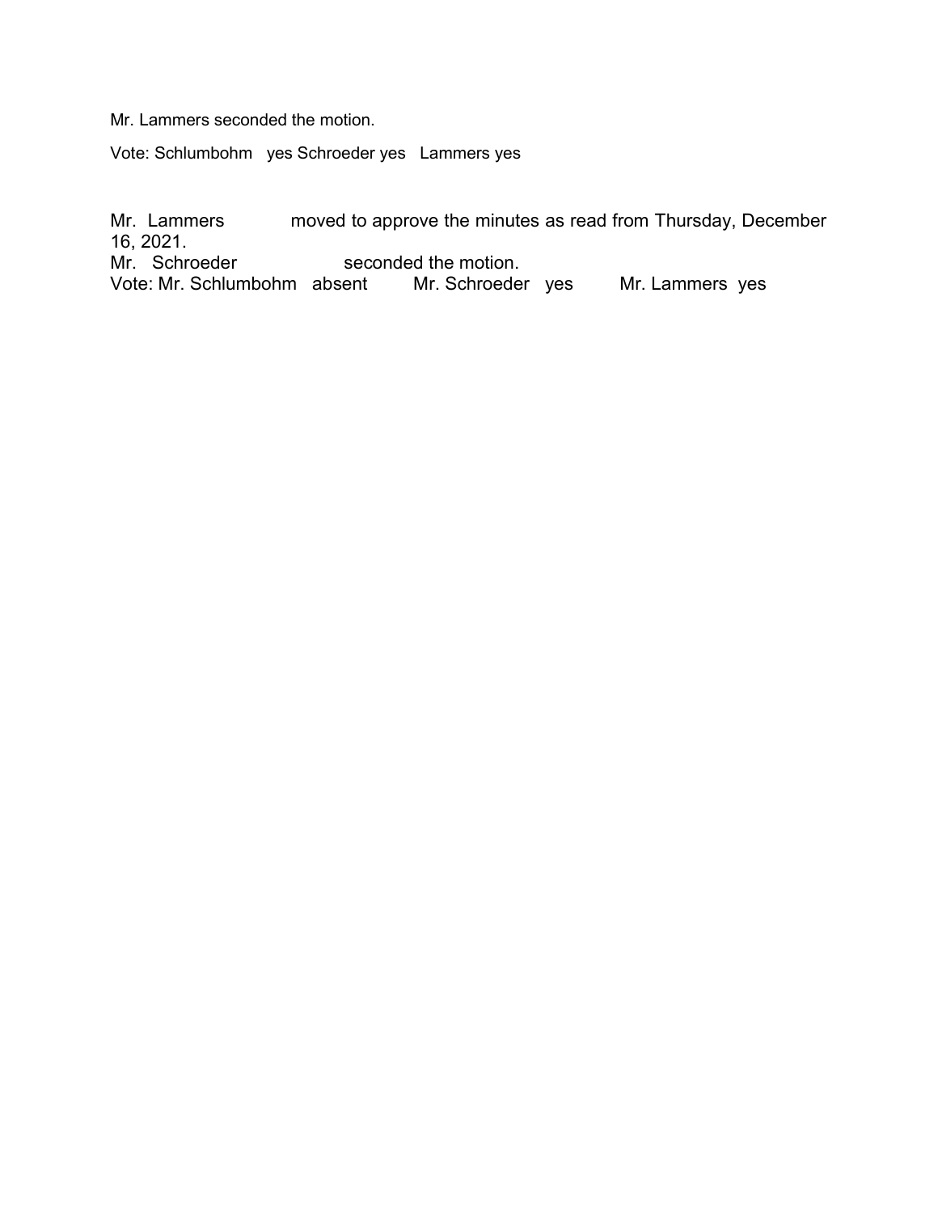Mr. Lammers seconded the motion.

Vote: Schlumbohm yes Schroeder yes Lammers yes

Mr. Lammers moved to approve the minutes as read from Thursday, December 16, 2021.
Mr. Schroeder seconded the motion.
Vote: Mr. Schlumbohm absent Mr. Schroeder yes Mr. Lammers yes